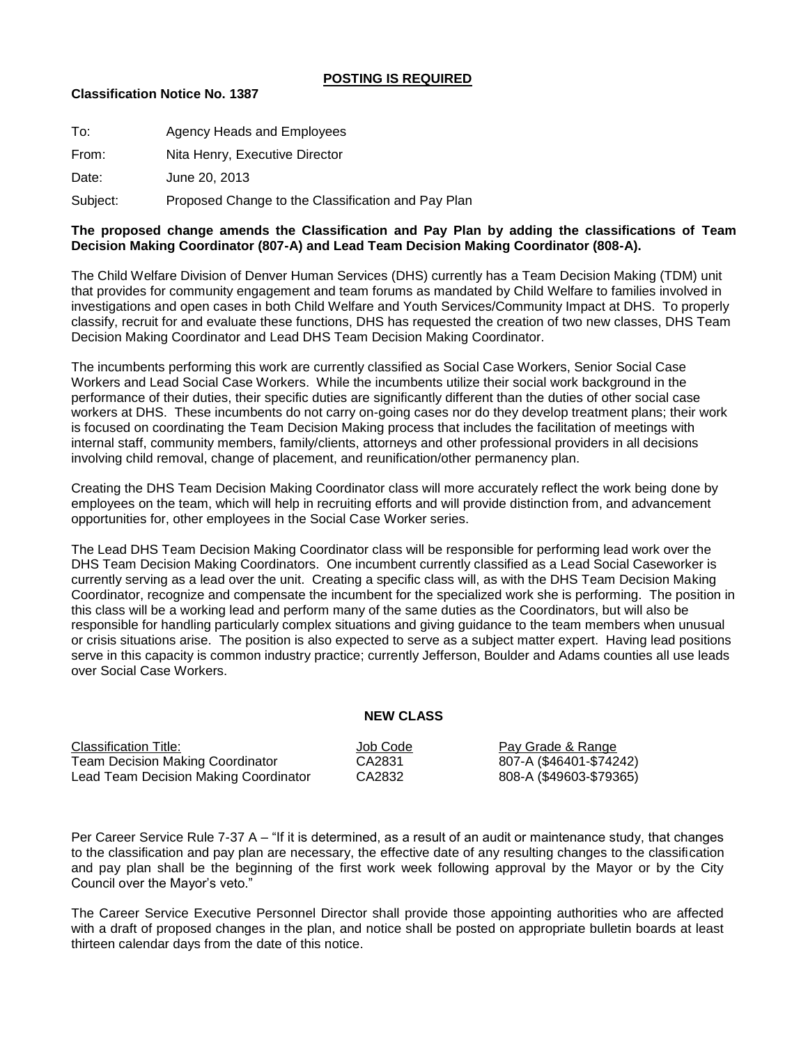**<u>POSTING IS REQUIRED</u>**

**Classification Notice No. 1387**

To: Agency Heads and Employees

From: Nita Henry, Executive Director

Date: June 20, 2013

Subject: Proposed Change to the Classification and Pay Plan

**The proposed change amends the Classification and Pay Plan by adding the classifications of Team Decision Making Coordinator (807-A) and Lead Team Decision Making Coordinator (808-A).**

The Child Welfare Division of Denver Human Services (DHS) currently has a Team Decision Making (TDM) unit that provides for community engagement and team forums as mandated by Child Welfare to families involved in investigations and open cases in both Child Welfare and Youth Services/Community Impact at DHS. To properly classify, recruit for and evaluate these functions, DHS has requested the creation of two new classes, DHS Team Decision Making Coordinator and Lead DHS Team Decision Making Coordinator.

The incumbents performing this work are currently classified as Social Case Workers, Senior Social Case Workers and Lead Social Case Workers. While the incumbents utilize their social work background in the performance of their duties, their specific duties are significantly different than the duties of other social case workers at DHS. These incumbents do not carry on-going cases nor do they develop treatment plans; their work is focused on coordinating the Team Decision Making process that includes the facilitation of meetings with internal staff, community members, family/clients, attorneys and other professional providers in all decisions involving child removal, change of placement, and reunification/other permanency plan.

Creating the DHS Team Decision Making Coordinator class will more accurately reflect the work being done by employees on the team, which will help in recruiting efforts and will provide distinction from, and advancement opportunities for, other employees in the Social Case Worker series.

The Lead DHS Team Decision Making Coordinator class will be responsible for performing lead work over the DHS Team Decision Making Coordinators. One incumbent currently classified as a Lead Social Caseworker is currently serving as a lead over the unit. Creating a specific class will, as with the DHS Team Decision Making Coordinator, recognize and compensate the incumbent for the specialized work she is performing. The position in this class will be a working lead and perform many of the same duties as the Coordinators, but will also be responsible for handling particularly complex situations and giving guidance to the team members when unusual or crisis situations arise. The position is also expected to serve as a subject matter expert. Having lead positions serve in this capacity is common industry practice; currently Jefferson, Boulder and Adams counties all use leads over Social Case Workers.

**NEW CLASS**

| Classification Title: | Job Code | Pay Grade & Range |
|---|---|---|
| Team Decision Making Coordinator | CA2831 | 807-A ($46401-$74242) |
| Lead Team Decision Making Coordinator | CA2832 | 808-A ($49603-$79365) |

Per Career Service Rule 7-37 A – "If it is determined, as a result of an audit or maintenance study, that changes to the classification and pay plan are necessary, the effective date of any resulting changes to the classification and pay plan shall be the beginning of the first work week following approval by the Mayor or by the City Council over the Mayor's veto."

The Career Service Executive Personnel Director shall provide those appointing authorities who are affected with a draft of proposed changes in the plan, and notice shall be posted on appropriate bulletin boards at least thirteen calendar days from the date of this notice.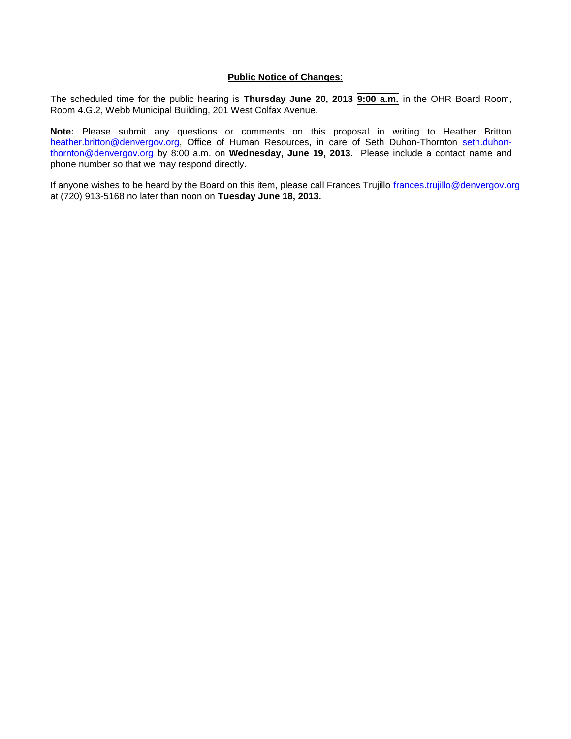**Public Notice of Changes**:

The scheduled time for the public hearing is **Thursday June 20, 2013** **9:00 a.m.** in the OHR Board Room, Room 4.G.2, Webb Municipal Building, 201 West Colfax Avenue.

**Note:** Please submit any questions or comments on this proposal in writing to Heather Britton heather.britton@denvergov.org, Office of Human Resources, in care of Seth Duhon-Thornton seth.duhon-thornton@denvergov.org by 8:00 a.m. on **Wednesday, June 19, 2013.** Please include a contact name and phone number so that we may respond directly.

If anyone wishes to be heard by the Board on this item, please call Frances Trujillo frances.trujillo@denvergov.org at (720) 913-5168 no later than noon on **Tuesday June 18, 2013.**